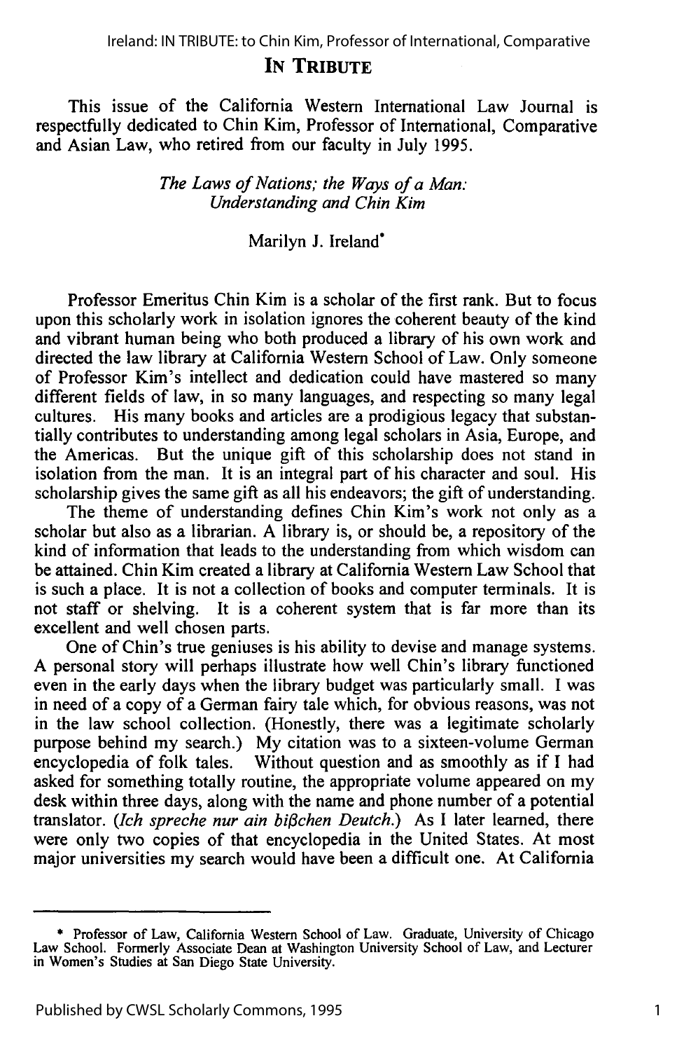# IN TRIBUTE

This issue of the California Western International Law Journal is respectfully dedicated to Chin Kim, Professor of International, Comparative and Asian Law, who retired from our faculty in July 1995.

## *The Laws of Nations; the Ways of a Man: Understanding and Chin Kim*

Marilyn J. Ireland*

Professor Emeritus Chin Kim is a scholar of the first rank. But to focus upon this scholarly work in isolation ignores the coherent beauty of the kind and vibrant human being who both produced a library of his own work and directed the law library at California Western School of Law. Only someone of Professor Kim's intellect and dedication could have mastered so many different fields of law, in so many languages, and respecting so many legal cultures. His many books and articles are a prodigious legacy that substantially contributes to understanding among legal scholars in Asia, Europe, and the Americas. But the unique gift of this scholarship does not stand in isolation from the man. It is an integral part of his character and soul. His scholarship gives the same gift as all his endeavors; the gift of understanding.

The theme of understanding defines Chin Kim's work not only as a scholar but also as a librarian. A library is, or should be, a repository of the kind of information that leads to the understanding from which wisdom can be attained. Chin Kim created a library at California Western Law School that is such a place. It is not a collection of books and computer terminals. It is not staff or shelving. It is a coherent system that is far more than its excellent and well chosen parts.

One of Chin's true geniuses is his ability to devise and manage systems. A personal story will perhaps illustrate how well Chin's library functioned even in the early days when the library budget was particularly small. I was in need of a copy of a German fairy tale which, for obvious reasons, was not in the law school collection. (Honestly, there was a legitimate scholarly purpose behind my search.) My citation was to a sixteen-volume German encyclopedia of folk tales. Without question and as smoothly as if I had asked for something totally routine, the appropriate volume appeared on my desk within three days, along with the name and phone number of a potential translator. (*Ich spreche nur ain bißchen Deutch.*) As I later learned, there were only two copies of that encyclopedia in the United States. At most major universities my search would have been a difficult one. At California

---

\* Professor of Law, California Western School of Law. Graduate, University of Chicago Law School. Formerly Associate Dean at Washington University School of Law, and Lecturer in Women's Studies at San Diego State University.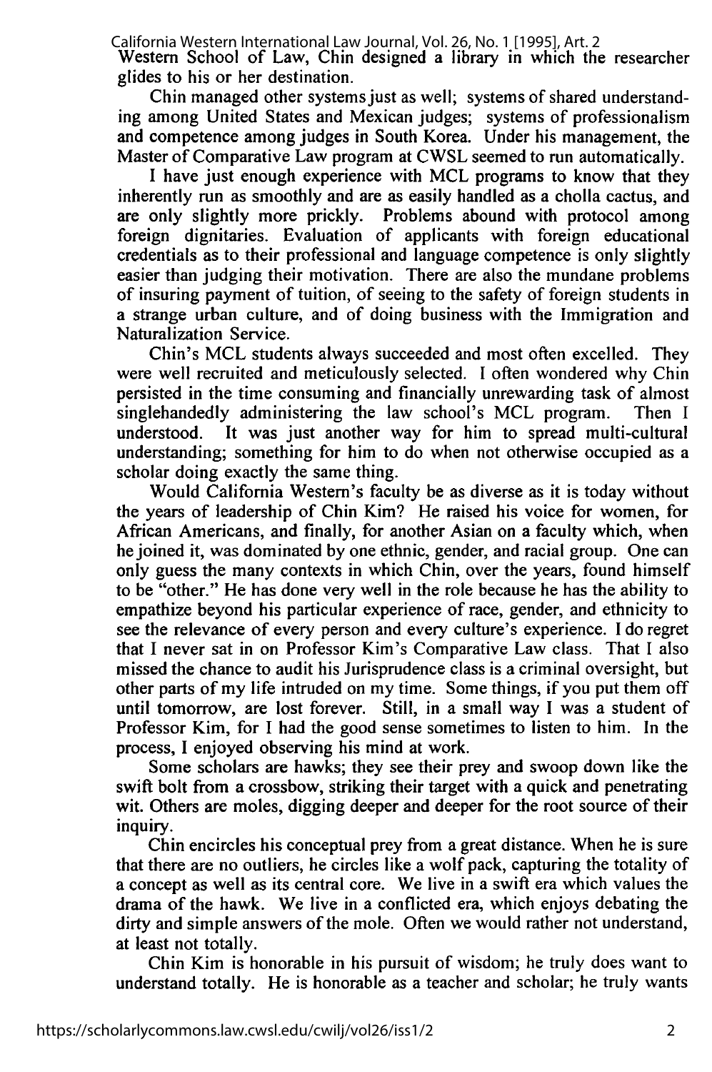Western School of Law, Chin designed a library in which the researcher glides to his or her destination.

Chin managed other systems just as well; systems of shared understanding among United States and Mexican judges; systems of professionalism and competence among judges in South Korea. Under his management, the Master of Comparative Law program at CWSL seemed to run automatically.

I have just enough experience with MCL programs to know that they inherently run as smoothly and are as easily handled as a cholla cactus, and are only slightly more prickly. Problems abound with protocol among foreign dignitaries. Evaluation of applicants with foreign educational credentials as to their professional and language competence is only slightly easier than judging their motivation. There are also the mundane problems of insuring payment of tuition, of seeing to the safety of foreign students in a strange urban culture, and of doing business with the Immigration and Naturalization Service.

Chin's MCL students always succeeded and most often excelled. They were well recruited and meticulously selected. I often wondered why Chin persisted in the time consuming and financially unrewarding task of almost singlehandedly administering the law school's MCL program. Then I understood. It was just another way for him to spread multi-cultural understanding; something for him to do when not otherwise occupied as a scholar doing exactly the same thing.

Would California Western's faculty be as diverse as it is today without the years of leadership of Chin Kim? He raised his voice for women, for African Americans, and finally, for another Asian on a faculty which, when he joined it, was dominated by one ethnic, gender, and racial group. One can only guess the many contexts in which Chin, over the years, found himself to be "other." He has done very well in the role because he has the ability to empathize beyond his particular experience of race, gender, and ethnicity to see the relevance of every person and every culture's experience. I do regret that I never sat in on Professor Kim's Comparative Law class. That I also missed the chance to audit his Jurisprudence class is a criminal oversight, but other parts of my life intruded on my time. Some things, if you put them off until tomorrow, are lost forever. Still, in a small way I was a student of Professor Kim, for I had the good sense sometimes to listen to him. In the process, I enjoyed observing his mind at work.

Some scholars are hawks; they see their prey and swoop down like the swift bolt from a crossbow, striking their target with a quick and penetrating wit. Others are moles, digging deeper and deeper for the root source of their inquiry.

Chin encircles his conceptual prey from a great distance. When he is sure that there are no outliers, he circles like a wolf pack, capturing the totality of a concept as well as its central core. We live in a swift era which values the drama of the hawk. We live in a conflicted era, which enjoys debating the dirty and simple answers of the mole. Often we would rather not understand, at least not totally.

Chin Kim is honorable in his pursuit of wisdom; he truly does want to understand totally. He is honorable as a teacher and scholar; he truly wants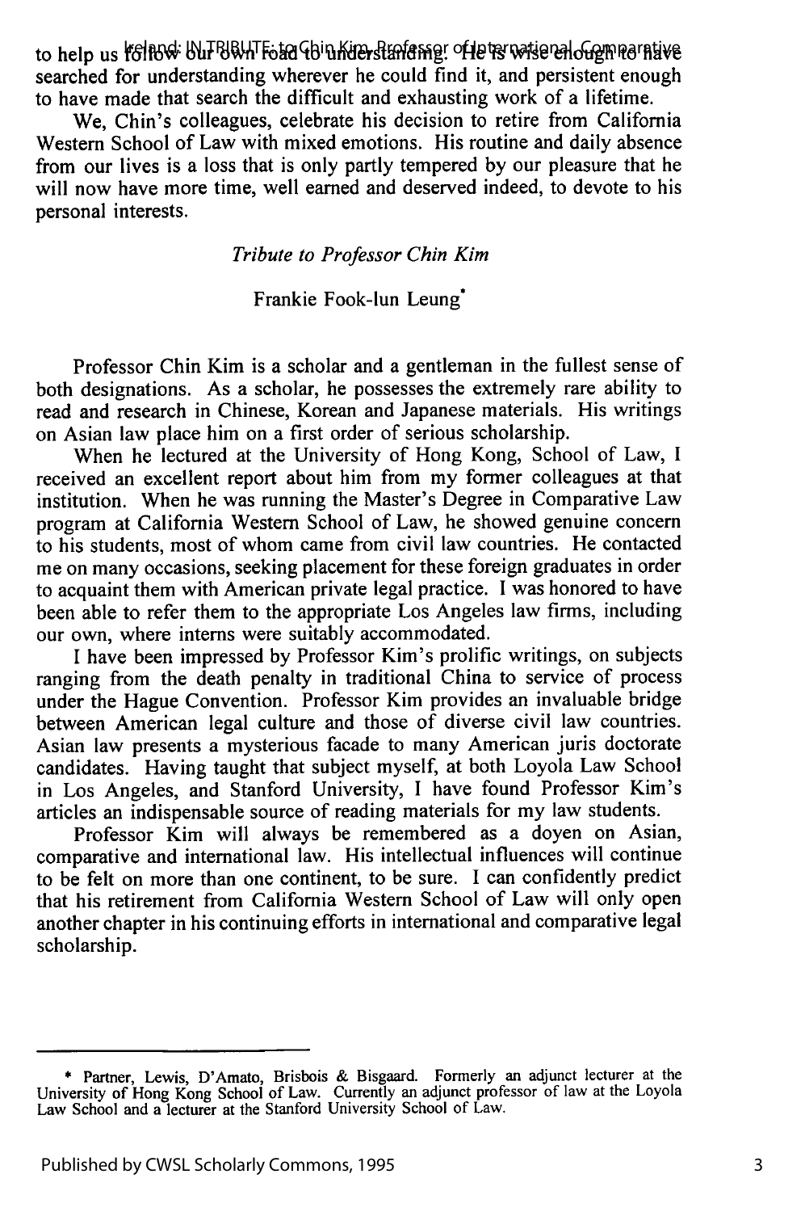to help us follow our own road to understanding. He is wise enough to have searched for understanding wherever he could find it, and persistent enough to have made that search the difficult and exhausting work of a lifetime.

We, Chin's colleagues, celebrate his decision to retire from California Western School of Law with mixed emotions. His routine and daily absence from our lives is a loss that is only partly tempered by our pleasure that he will now have more time, well earned and deserved indeed, to devote to his personal interests.

*Tribute to Professor Chin Kim*

Frankie Fook-lun Leung*

Professor Chin Kim is a scholar and a gentleman in the fullest sense of both designations. As a scholar, he possesses the extremely rare ability to read and research in Chinese, Korean and Japanese materials. His writings on Asian law place him on a first order of serious scholarship.

When he lectured at the University of Hong Kong, School of Law, I received an excellent report about him from my former colleagues at that institution. When he was running the Master's Degree in Comparative Law program at California Western School of Law, he showed genuine concern to his students, most of whom came from civil law countries. He contacted me on many occasions, seeking placement for these foreign graduates in order to acquaint them with American private legal practice. I was honored to have been able to refer them to the appropriate Los Angeles law firms, including our own, where interns were suitably accommodated.

I have been impressed by Professor Kim's prolific writings, on subjects ranging from the death penalty in traditional China to service of process under the Hague Convention. Professor Kim provides an invaluable bridge between American legal culture and those of diverse civil law countries. Asian law presents a mysterious facade to many American juris doctorate candidates. Having taught that subject myself, at both Loyola Law School in Los Angeles, and Stanford University, I have found Professor Kim's articles an indispensable source of reading materials for my law students.

Professor Kim will always be remembered as a doyen on Asian, comparative and international law. His intellectual influences will continue to be felt on more than one continent, to be sure. I can confidently predict that his retirement from California Western School of Law will only open another chapter in his continuing efforts in international and comparative legal scholarship.

---

\* Partner, Lewis, D'Amato, Brisbois & Bisgaard. Formerly an adjunct lecturer at the University of Hong Kong School of Law. Currently an adjunct professor of law at the Loyola Law School and a lecturer at the Stanford University School of Law.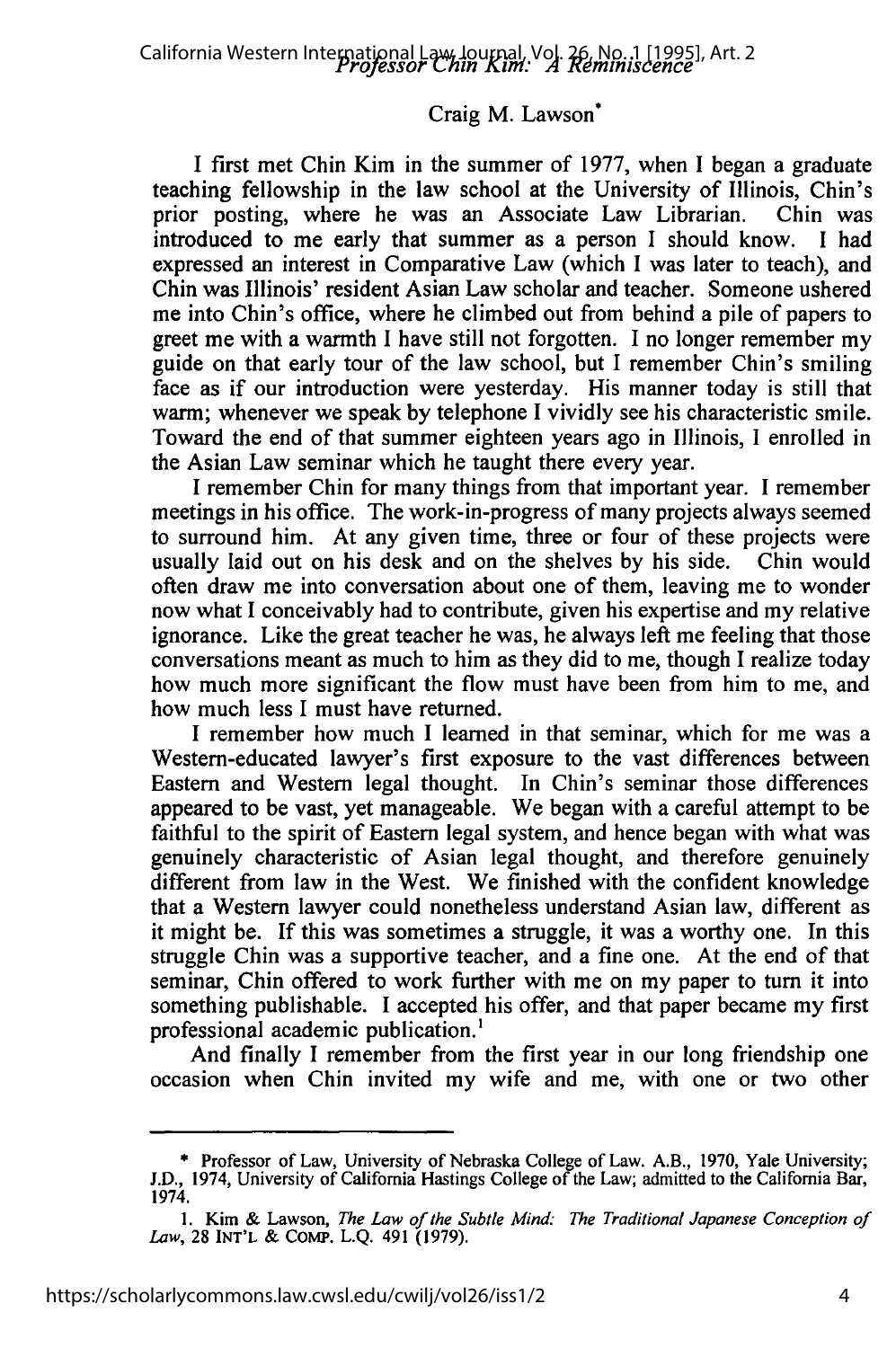## Professor Chin Kim: A Reminiscence

Craig M. Lawson*

I first met Chin Kim in the summer of 1977, when I began a graduate teaching fellowship in the law school at the University of Illinois, Chin's prior posting, where he was an Associate Law Librarian. Chin was introduced to me early that summer as a person I should know. I had expressed an interest in Comparative Law (which I was later to teach), and Chin was Illinois' resident Asian Law scholar and teacher. Someone ushered me into Chin's office, where he climbed out from behind a pile of papers to greet me with a warmth I have still not forgotten. I no longer remember my guide on that early tour of the law school, but I remember Chin's smiling face as if our introduction were yesterday. His manner today is still that warm; whenever we speak by telephone I vividly see his characteristic smile. Toward the end of that summer eighteen years ago in Illinois, I enrolled in the Asian Law seminar which he taught there every year.

I remember Chin for many things from that important year. I remember meetings in his office. The work-in-progress of many projects always seemed to surround him. At any given time, three or four of these projects were usually laid out on his desk and on the shelves by his side. Chin would often draw me into conversation about one of them, leaving me to wonder now what I conceivably had to contribute, given his expertise and my relative ignorance. Like the great teacher he was, he always left me feeling that those conversations meant as much to him as they did to me, though I realize today how much more significant the flow must have been from him to me, and how much less I must have returned.

I remember how much I learned in that seminar, which for me was a Western-educated lawyer's first exposure to the vast differences between Eastern and Western legal thought. In Chin's seminar those differences appeared to be vast, yet manageable. We began with a careful attempt to be faithful to the spirit of Eastern legal system, and hence began with what was genuinely characteristic of Asian legal thought, and therefore genuinely different from law in the West. We finished with the confident knowledge that a Western lawyer could nonetheless understand Asian law, different as it might be. If this was sometimes a struggle, it was a worthy one. In this struggle Chin was a supportive teacher, and a fine one. At the end of that seminar, Chin offered to work further with me on my paper to turn it into something publishable. I accepted his offer, and that paper became my first professional academic publication.[1]

And finally I remember from the first year in our long friendship one occasion when Chin invited my wife and me, with one or two other

---

\* Professor of Law, University of Nebraska College of Law. A.B., 1970, Yale University; J.D., 1974, University of California Hastings College of the Law; admitted to the California Bar, 1974.

1. Kim & Lawson, *The Law of the Subtle Mind: The Traditional Japanese Conception of Law*, 28 INT'L & COMP. L.Q. 491 (1979).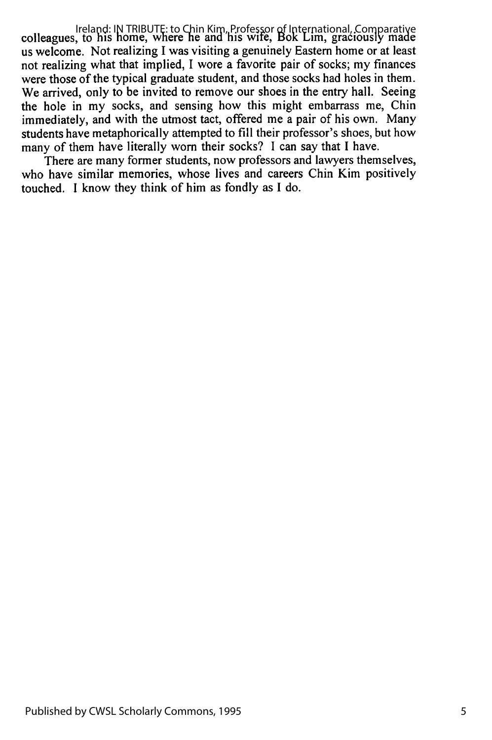colleagues, to his home, where he and his wife, Bok Lim, graciously made us welcome. Not realizing I was visiting a genuinely Eastern home or at least not realizing what that implied, I wore a favorite pair of socks; my finances were those of the typical graduate student, and those socks had holes in them. We arrived, only to be invited to remove our shoes in the entry hall. Seeing the hole in my socks, and sensing how this might embarrass me, Chin immediately, and with the utmost tact, offered me a pair of his own. Many students have metaphorically attempted to fill their professor's shoes, but how many of them have literally worn their socks? I can say that I have.

There are many former students, now professors and lawyers themselves, who have similar memories, whose lives and careers Chin Kim positively touched. I know they think of him as fondly as I do.